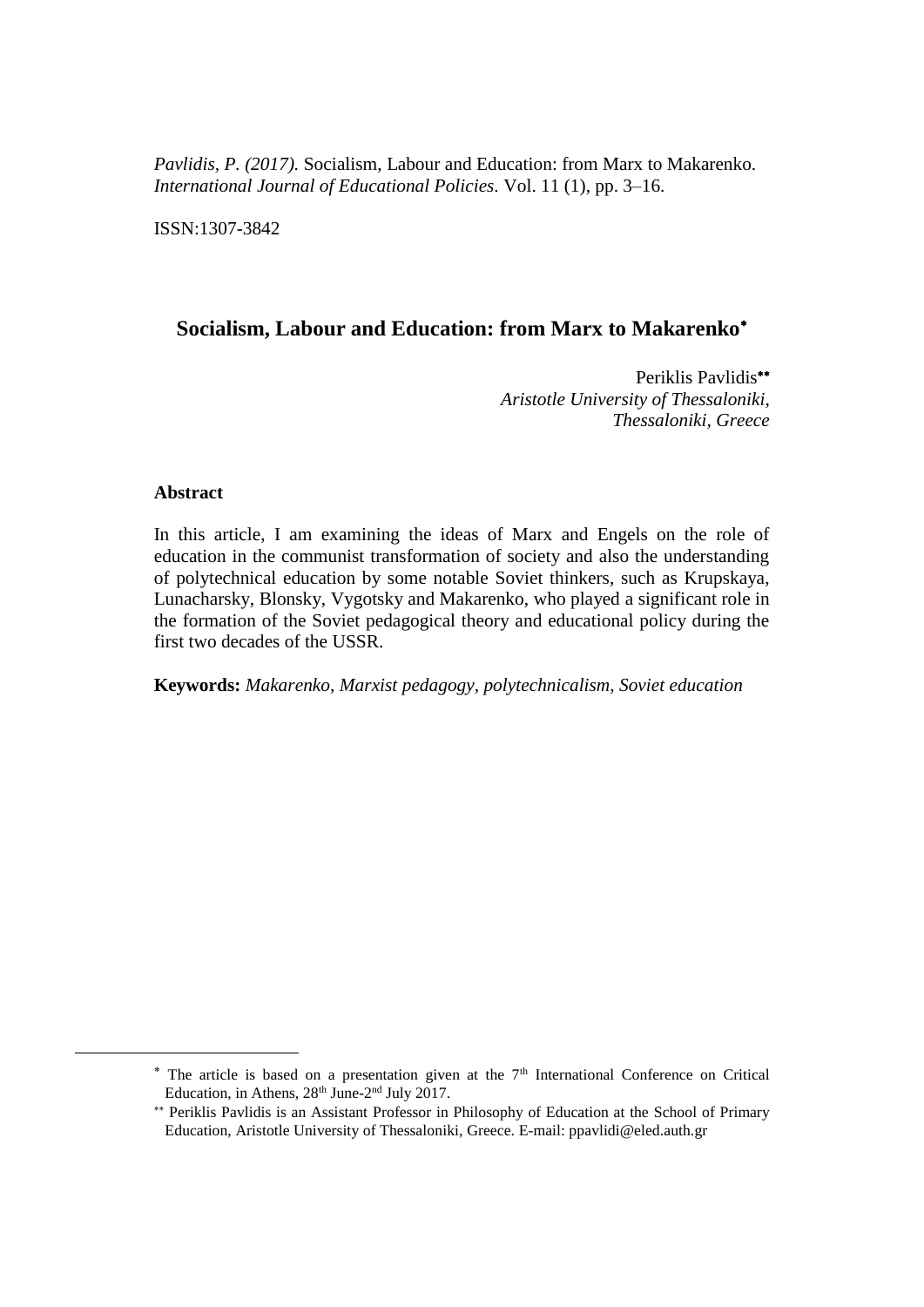*Pavlidis, P. (2017).* Socialism, Labour and Education: from Marx to Makarenko. *International Journal of Educational Policies*. Vol. 11 (1), pp. 3–16.

ISSN:1307-3842

# Socialism, Labour and Education: from Marx to Makarenko*

Periklis Pavlidis**
*Aristotle University of Thessaloniki, Thessaloniki, Greece*

## Abstract

In this article, I am examining the ideas of Marx and Engels on the role of education in the communist transformation of society and also the understanding of polytechnical education by some notable Soviet thinkers, such as Krupskaya, Lunacharsky, Blonsky, Vygotsky and Makarenko, who played a significant role in the formation of the Soviet pedagogical theory and educational policy during the first two decades of the USSR.

**Keywords:** *Makarenko, Marxist pedagogy, polytechnicalism, Soviet education*

---

* The article is based on a presentation given at the 7th International Conference on Critical Education, in Athens, 28th June-2nd July 2017.

** Periklis Pavlidis is an Assistant Professor in Philosophy of Education at the School of Primary Education, Aristotle University of Thessaloniki, Greece. E-mail: ppavlidi@eled.auth.gr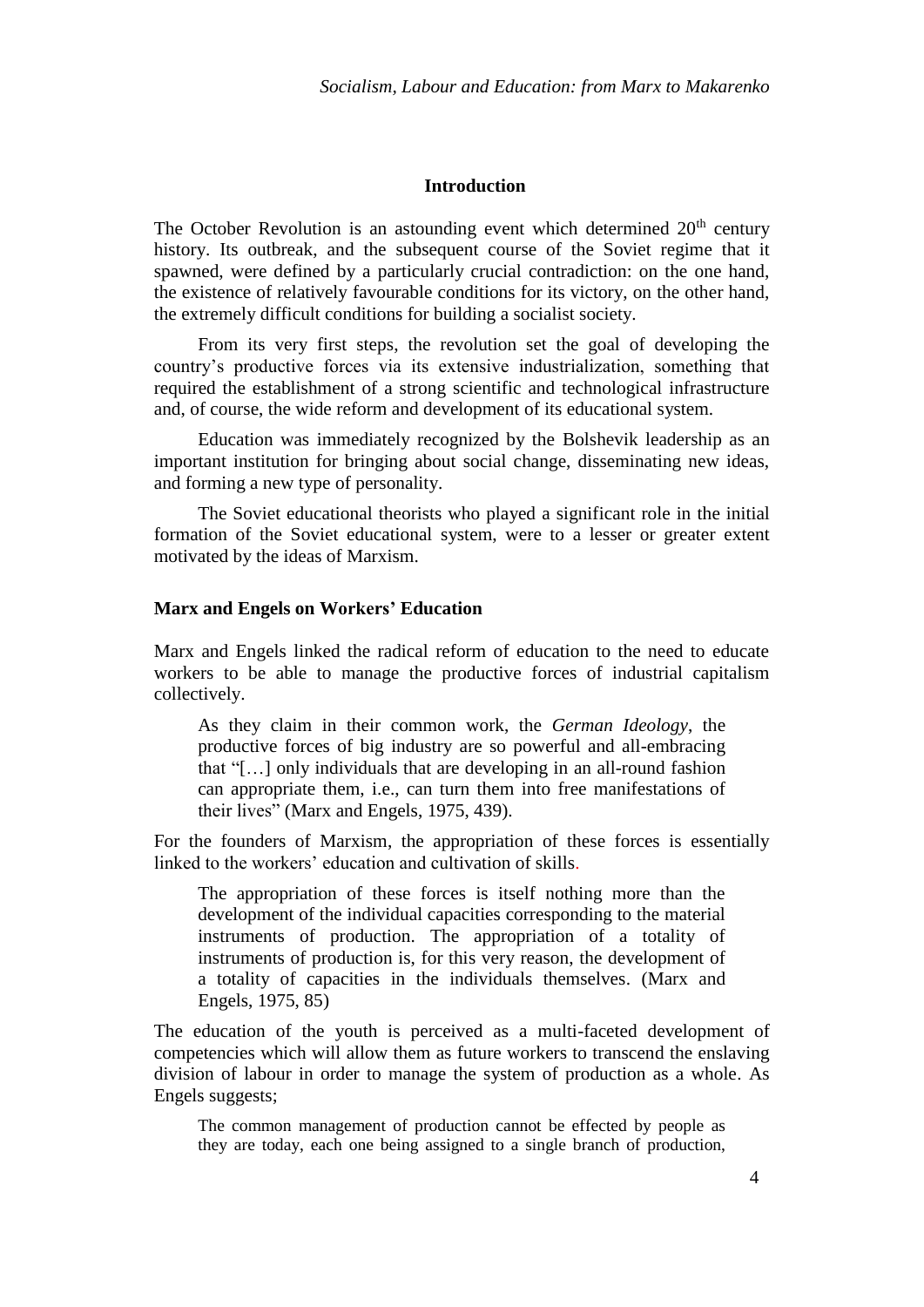## Introduction

The October Revolution is an astounding event which determined 20th century history. Its outbreak, and the subsequent course of the Soviet regime that it spawned, were defined by a particularly crucial contradiction: on the one hand, the existence of relatively favourable conditions for its victory, on the other hand, the extremely difficult conditions for building a socialist society.

From its very first steps, the revolution set the goal of developing the country's productive forces via its extensive industrialization, something that required the establishment of a strong scientific and technological infrastructure and, of course, the wide reform and development of its educational system.

Education was immediately recognized by the Bolshevik leadership as an important institution for bringing about social change, disseminating new ideas, and forming a new type of personality.

The Soviet educational theorists who played a significant role in the initial formation of the Soviet educational system, were to a lesser or greater extent motivated by the ideas of Marxism.

### Marx and Engels on Workers' Education

Marx and Engels linked the radical reform of education to the need to educate workers to be able to manage the productive forces of industrial capitalism collectively.

> As they claim in their common work, the *German Ideology*, the productive forces of big industry are so powerful and all-embracing that "[…] only individuals that are developing in an all-round fashion can appropriate them, i.e., can turn them into free manifestations of their lives" (Marx and Engels, 1975, 439).

For the founders of Marxism, the appropriation of these forces is essentially linked to the workers' education and cultivation of skills.

> The appropriation of these forces is itself nothing more than the development of the individual capacities corresponding to the material instruments of production. The appropriation of a totality of instruments of production is, for this very reason, the development of a totality of capacities in the individuals themselves. (Marx and Engels, 1975, 85)

The education of the youth is perceived as a multi-faceted development of competencies which will allow them as future workers to transcend the enslaving division of labour in order to manage the system of production as a whole. As Engels suggests;

> The common management of production cannot be effected by people as they are today, each one being assigned to a single branch of production,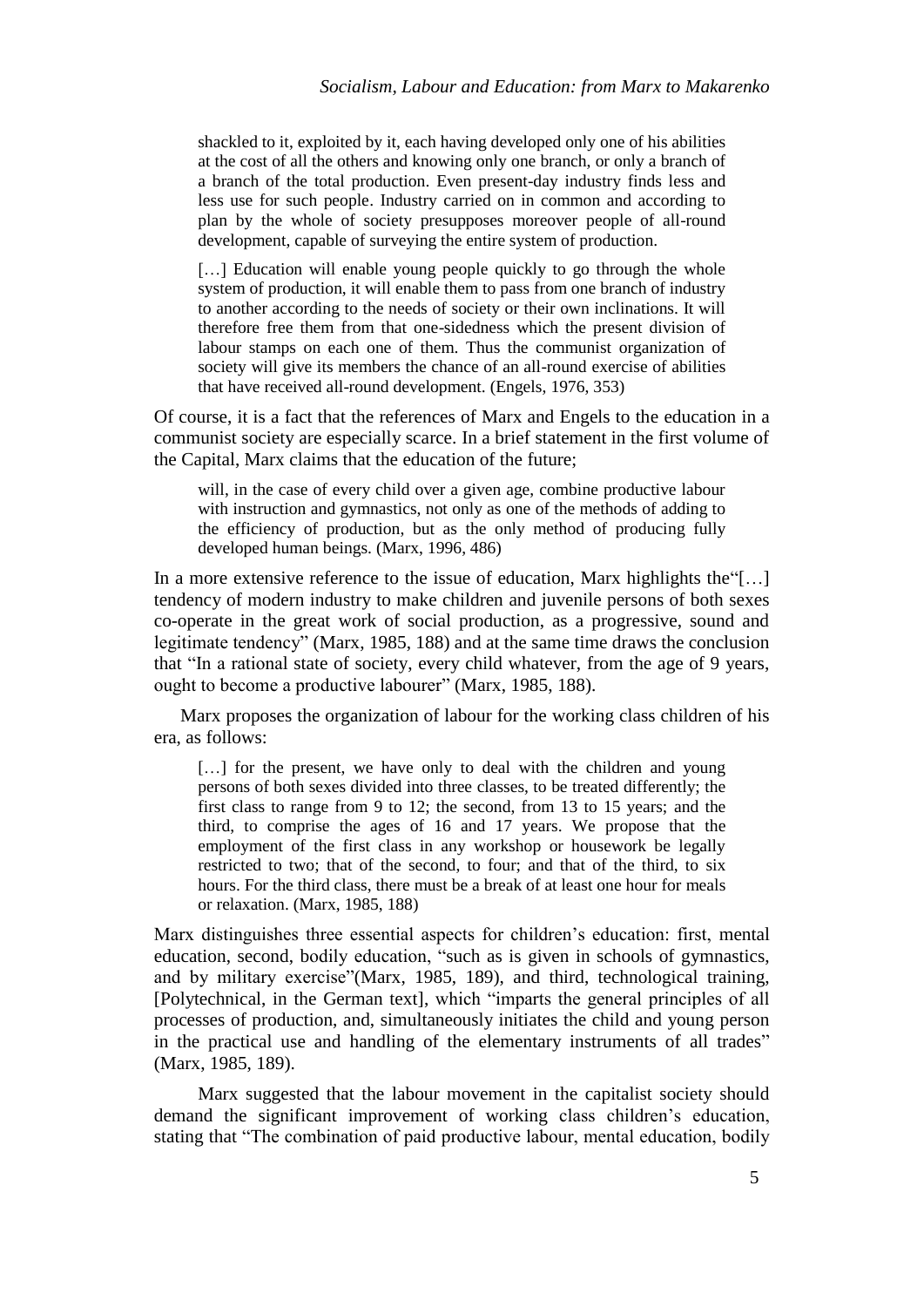> shackled to it, exploited by it, each having developed only one of his abilities at the cost of all the others and knowing only one branch, or only a branch of a branch of the total production. Even present-day industry finds less and less use for such people. Industry carried on in common and according to plan by the whole of society presupposes moreover people of all-round development, capable of surveying the entire system of production.
>
> […] Education will enable young people quickly to go through the whole system of production, it will enable them to pass from one branch of industry to another according to the needs of society or their own inclinations. It will therefore free them from that one-sidedness which the present division of labour stamps on each one of them. Thus the communist organization of society will give its members the chance of an all-round exercise of abilities that have received all-round development. (Engels, 1976, 353)

Of course, it is a fact that the references of Marx and Engels to the education in a communist society are especially scarce. In a brief statement in the first volume of the Capital, Marx claims that the education of the future;

> will, in the case of every child over a given age, combine productive labour with instruction and gymnastics, not only as one of the methods of adding to the efficiency of production, but as the only method of producing fully developed human beings. (Marx, 1996, 486)

In a more extensive reference to the issue of education, Marx highlights the"[…] tendency of modern industry to make children and juvenile persons of both sexes co-operate in the great work of social production, as a progressive, sound and legitimate tendency" (Marx, 1985, 188) and at the same time draws the conclusion that "In a rational state of society, every child whatever, from the age of 9 years, ought to become a productive labourer" (Marx, 1985, 188).

Marx proposes the organization of labour for the working class children of his era, as follows:

> […] for the present, we have only to deal with the children and young persons of both sexes divided into three classes, to be treated differently; the first class to range from 9 to 12; the second, from 13 to 15 years; and the third, to comprise the ages of 16 and 17 years. We propose that the employment of the first class in any workshop or housework be legally restricted to two; that of the second, to four; and that of the third, to six hours. For the third class, there must be a break of at least one hour for meals or relaxation. (Marx, 1985, 188)

Marx distinguishes three essential aspects for children's education: first, mental education, second, bodily education, "such as is given in schools of gymnastics, and by military exercise"(Marx, 1985, 189), and third, technological training, [Polytechnical, in the German text], which "imparts the general principles of all processes of production, and, simultaneously initiates the child and young person in the practical use and handling of the elementary instruments of all trades" (Marx, 1985, 189).

Marx suggested that the labour movement in the capitalist society should demand the significant improvement of working class children's education, stating that "The combination of paid productive labour, mental education, bodily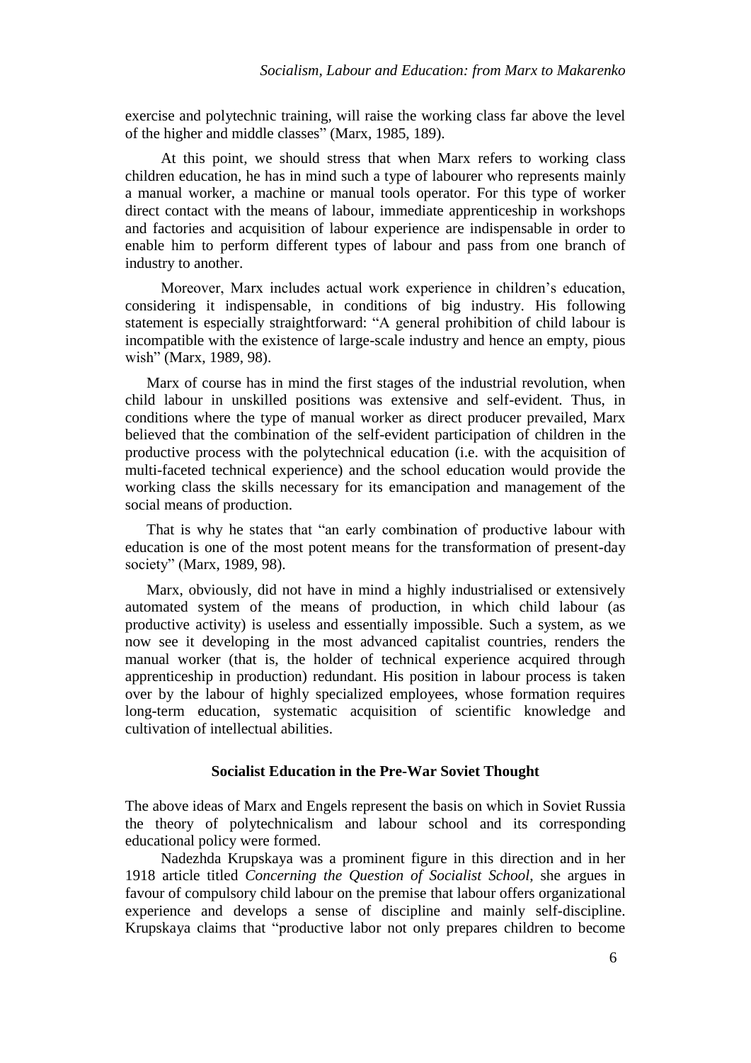exercise and polytechnic training, will raise the working class far above the level of the higher and middle classes" (Marx, 1985, 189).

At this point, we should stress that when Marx refers to working class children education, he has in mind such a type of labourer who represents mainly a manual worker, a machine or manual tools operator. For this type of worker direct contact with the means of labour, immediate apprenticeship in workshops and factories and acquisition of labour experience are indispensable in order to enable him to perform different types of labour and pass from one branch of industry to another.

Moreover, Marx includes actual work experience in children's education, considering it indispensable, in conditions of big industry. His following statement is especially straightforward: "A general prohibition of child labour is incompatible with the existence of large-scale industry and hence an empty, pious wish" (Marx, 1989, 98).

Marx of course has in mind the first stages of the industrial revolution, when child labour in unskilled positions was extensive and self-evident. Thus, in conditions where the type of manual worker as direct producer prevailed, Marx believed that the combination of the self-evident participation of children in the productive process with the polytechnical education (i.e. with the acquisition of multi-faceted technical experience) and the school education would provide the working class the skills necessary for its emancipation and management of the social means of production.

That is why he states that "an early combination of productive labour with education is one of the most potent means for the transformation of present-day society" (Marx, 1989, 98).

Marx, obviously, did not have in mind a highly industrialised or extensively automated system of the means of production, in which child labour (as productive activity) is useless and essentially impossible. Such a system, as we now see it developing in the most advanced capitalist countries, renders the manual worker (that is, the holder of technical experience acquired through apprenticeship in production) redundant. His position in labour process is taken over by the labour of highly specialized employees, whose formation requires long-term education, systematic acquisition of scientific knowledge and cultivation of intellectual abilities.

## Socialist Education in the Pre-War Soviet Thought

The above ideas of Marx and Engels represent the basis on which in Soviet Russia the theory of polytechnicalism and labour school and its corresponding educational policy were formed.

Nadezhda Krupskaya was a prominent figure in this direction and in her 1918 article titled *Concerning the Question of Socialist School*, she argues in favour of compulsory child labour on the premise that labour offers organizational experience and develops a sense of discipline and mainly self-discipline. Krupskaya claims that "productive labor not only prepares children to become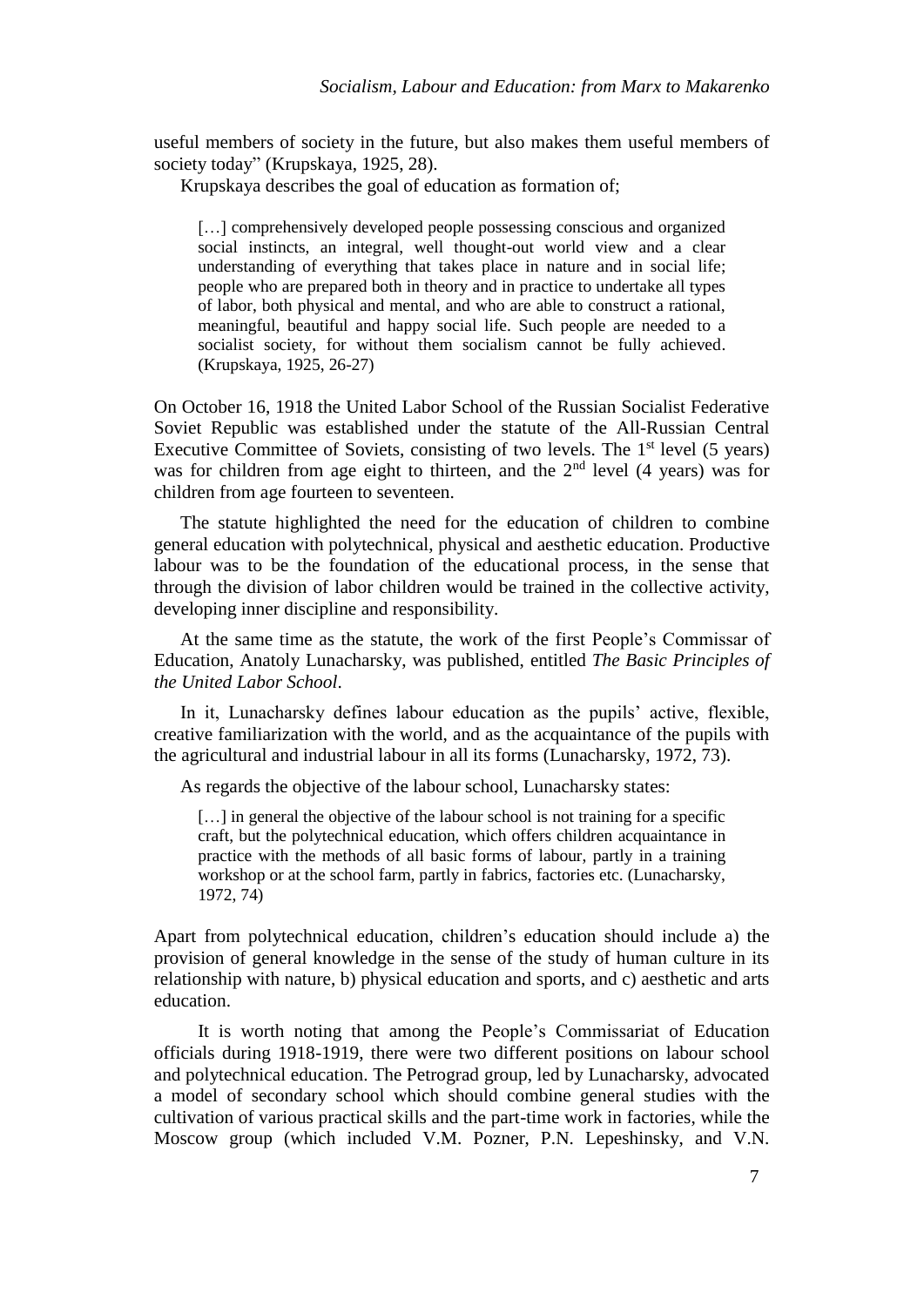useful members of society in the future, but also makes them useful members of society today" (Krupskaya, 1925, 28).

Krupskaya describes the goal of education as formation of;

> […] comprehensively developed people possessing conscious and organized social instincts, an integral, well thought-out world view and a clear understanding of everything that takes place in nature and in social life; people who are prepared both in theory and in practice to undertake all types of labor, both physical and mental, and who are able to construct a rational, meaningful, beautiful and happy social life. Such people are needed to a socialist society, for without them socialism cannot be fully achieved. (Krupskaya, 1925, 26-27)

On October 16, 1918 the United Labor School of the Russian Socialist Federative Soviet Republic was established under the statute of the All-Russian Central Executive Committee of Soviets, consisting of two levels. The 1st level (5 years) was for children from age eight to thirteen, and the 2nd level (4 years) was for children from age fourteen to seventeen.

The statute highlighted the need for the education of children to combine general education with polytechnical, physical and aesthetic education. Productive labour was to be the foundation of the educational process, in the sense that through the division of labor children would be trained in the collective activity, developing inner discipline and responsibility.

At the same time as the statute, the work of the first People's Commissar of Education, Anatoly Lunacharsky, was published, entitled *The Basic Principles of the United Labor School*.

In it, Lunacharsky defines labour education as the pupils' active, flexible, creative familiarization with the world, and as the acquaintance of the pupils with the agricultural and industrial labour in all its forms (Lunacharsky, 1972, 73).

As regards the objective of the labour school, Lunacharsky states:

> […] in general the objective of the labour school is not training for a specific craft, but the polytechnical education, which offers children acquaintance in practice with the methods of all basic forms of labour, partly in a training workshop or at the school farm, partly in fabrics, factories etc. (Lunacharsky, 1972, 74)

Apart from polytechnical education, children's education should include a) the provision of general knowledge in the sense of the study of human culture in its relationship with nature, b) physical education and sports, and c) aesthetic and arts education.

It is worth noting that among the People's Commissariat of Education officials during 1918-1919, there were two different positions on labour school and polytechnical education. The Petrograd group, led by Lunacharsky, advocated a model of secondary school which should combine general studies with the cultivation of various practical skills and the part-time work in factories, while the Moscow group (which included V.M. Pozner, P.N. Lepeshinsky, and V.N.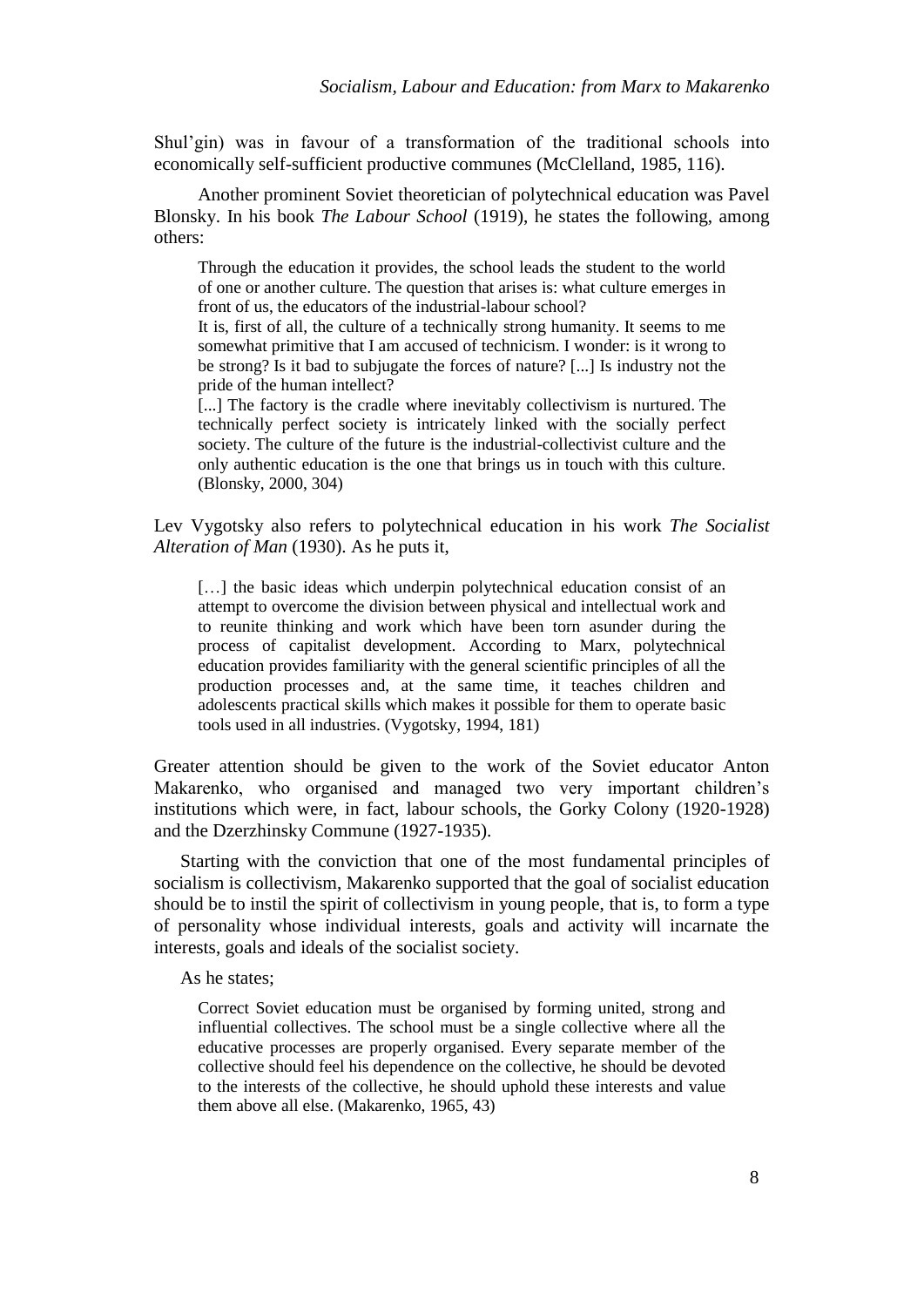Shul'gin) was in favour of a transformation of the traditional schools into economically self-sufficient productive communes (McClelland, 1985, 116).

Another prominent Soviet theoretician of polytechnical education was Pavel Blonsky. In his book *The Labour School* (1919), he states the following, among others:

> Through the education it provides, the school leads the student to the world of one or another culture. The question that arises is: what culture emerges in front of us, the educators of the industrial-labour school?
>
> It is, first of all, the culture of a technically strong humanity. It seems to me somewhat primitive that I am accused of technicism. I wonder: is it wrong to be strong? Is it bad to subjugate the forces of nature? [...] Is industry not the pride of the human intellect?
>
> [...] The factory is the cradle where inevitably collectivism is nurtured. The technically perfect society is intricately linked with the socially perfect society. The culture of the future is the industrial-collectivist culture and the only authentic education is the one that brings us in touch with this culture. (Blonsky, 2000, 304)

Lev Vygotsky also refers to polytechnical education in his work *The Socialist Alteration of Man* (1930). As he puts it,

> […] the basic ideas which underpin polytechnical education consist of an attempt to overcome the division between physical and intellectual work and to reunite thinking and work which have been torn asunder during the process of capitalist development. According to Marx, polytechnical education provides familiarity with the general scientific principles of all the production processes and, at the same time, it teaches children and adolescents practical skills which makes it possible for them to operate basic tools used in all industries. (Vygotsky, 1994, 181)

Greater attention should be given to the work of the Soviet educator Anton Makarenko, who organised and managed two very important children's institutions which were, in fact, labour schools, the Gorky Colony (1920-1928) and the Dzerzhinsky Commune (1927-1935).

Starting with the conviction that one of the most fundamental principles of socialism is collectivism, Makarenko supported that the goal of socialist education should be to instil the spirit of collectivism in young people, that is, to form a type of personality whose individual interests, goals and activity will incarnate the interests, goals and ideals of the socialist society.

As he states;

> Correct Soviet education must be organised by forming united, strong and influential collectives. The school must be a single collective where all the educative processes are properly organised. Every separate member of the collective should feel his dependence on the collective, he should be devoted to the interests of the collective, he should uphold these interests and value them above all else. (Makarenko, 1965, 43)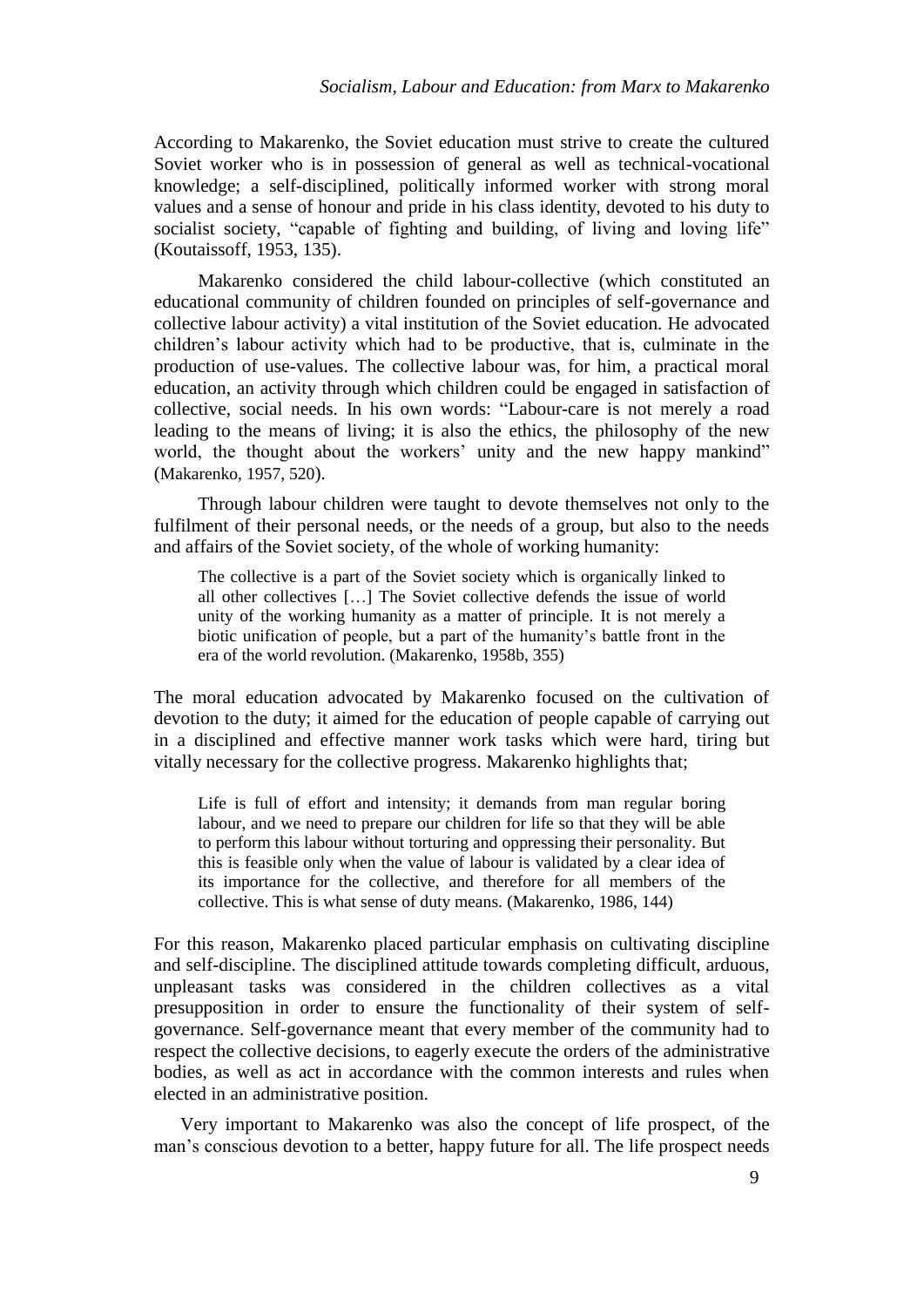According to Makarenko, the Soviet education must strive to create the cultured Soviet worker who is in possession of general as well as technical-vocational knowledge; a self-disciplined, politically informed worker with strong moral values and a sense of honour and pride in his class identity, devoted to his duty to socialist society, "capable of fighting and building, of living and loving life" (Koutaissoff, 1953, 135).

Makarenko considered the child labour-collective (which constituted an educational community of children founded on principles of self-governance and collective labour activity) a vital institution of the Soviet education. He advocated children's labour activity which had to be productive, that is, culminate in the production of use-values. The collective labour was, for him, a practical moral education, an activity through which children could be engaged in satisfaction of collective, social needs. In his own words: "Labour-care is not merely a road leading to the means of living; it is also the ethics, the philosophy of the new world, the thought about the workers' unity and the new happy mankind" (Makarenko, 1957, 520).

Through labour children were taught to devote themselves not only to the fulfilment of their personal needs, or the needs of a group, but also to the needs and affairs of the Soviet society, of the whole of working humanity:

> The collective is a part of the Soviet society which is organically linked to all other collectives […] The Soviet collective defends the issue of world unity of the working humanity as a matter of principle. It is not merely a biotic unification of people, but a part of the humanity's battle front in the era of the world revolution. (Makarenko, 1958b, 355)

The moral education advocated by Makarenko focused on the cultivation of devotion to the duty; it aimed for the education of people capable of carrying out in a disciplined and effective manner work tasks which were hard, tiring but vitally necessary for the collective progress. Makarenko highlights that;

> Life is full of effort and intensity; it demands from man regular boring labour, and we need to prepare our children for life so that they will be able to perform this labour without torturing and oppressing their personality. But this is feasible only when the value of labour is validated by a clear idea of its importance for the collective, and therefore for all members of the collective. This is what sense of duty means. (Makarenko, 1986, 144)

For this reason, Makarenko placed particular emphasis on cultivating discipline and self-discipline. The disciplined attitude towards completing difficult, arduous, unpleasant tasks was considered in the children collectives as a vital presupposition in order to ensure the functionality of their system of self-governance. Self-governance meant that every member of the community had to respect the collective decisions, to eagerly execute the orders of the administrative bodies, as well as act in accordance with the common interests and rules when elected in an administrative position.

Very important to Makarenko was also the concept of life prospect, of the man's conscious devotion to a better, happy future for all. The life prospect needs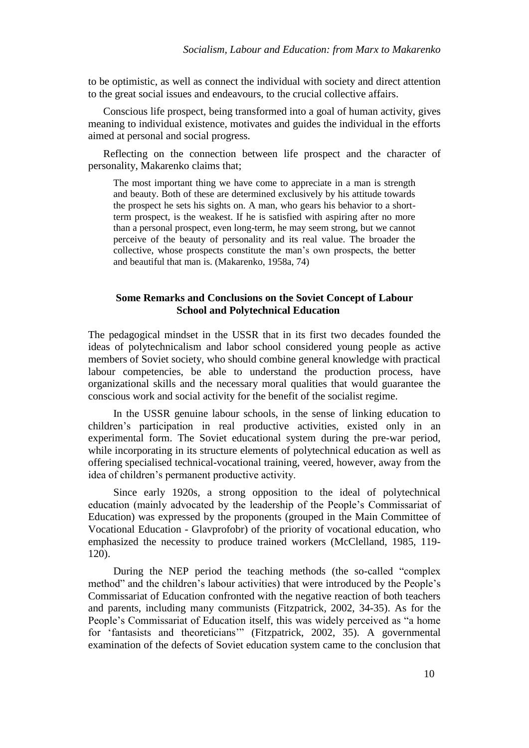to be optimistic, as well as connect the individual with society and direct attention to the great social issues and endeavours, to the crucial collective affairs.

Conscious life prospect, being transformed into a goal of human activity, gives meaning to individual existence, motivates and guides the individual in the efforts aimed at personal and social progress.

Reflecting on the connection between life prospect and the character of personality, Makarenko claims that;

> The most important thing we have come to appreciate in a man is strength and beauty. Both of these are determined exclusively by his attitude towards the prospect he sets his sights on. A man, who gears his behavior to a short-term prospect, is the weakest. If he is satisfied with aspiring after no more than a personal prospect, even long-term, he may seem strong, but we cannot perceive of the beauty of personality and its real value. The broader the collective, whose prospects constitute the man's own prospects, the better and beautiful that man is. (Makarenko, 1958a, 74)

## Some Remarks and Conclusions on the Soviet Concept of Labour School and Polytechnical Education

The pedagogical mindset in the USSR that in its first two decades founded the ideas of polytechnicalism and labor school considered young people as active members of Soviet society, who should combine general knowledge with practical labour competencies, be able to understand the production process, have organizational skills and the necessary moral qualities that would guarantee the conscious work and social activity for the benefit of the socialist regime.

In the USSR genuine labour schools, in the sense of linking education to children's participation in real productive activities, existed only in an experimental form. The Soviet educational system during the pre-war period, while incorporating in its structure elements of polytechnical education as well as offering specialised technical-vocational training, veered, however, away from the idea of children's permanent productive activity.

Since early 1920s, a strong opposition to the ideal of polytechnical education (mainly advocated by the leadership of the People's Commissariat of Education) was expressed by the proponents (grouped in the Main Committee of Vocational Education - Glavprofobr) of the priority of vocational education, who emphasized the necessity to produce trained workers (McClelland, 1985, 119-120).

During the NEP period the teaching methods (the so-called "complex method" and the children's labour activities) that were introduced by the People's Commissariat of Education confronted with the negative reaction of both teachers and parents, including many communists (Fitzpatrick, 2002, 34-35). As for the People's Commissariat of Education itself, this was widely perceived as "a home for 'fantasists and theoreticians'" (Fitzpatrick, 2002, 35). A governmental examination of the defects of Soviet education system came to the conclusion that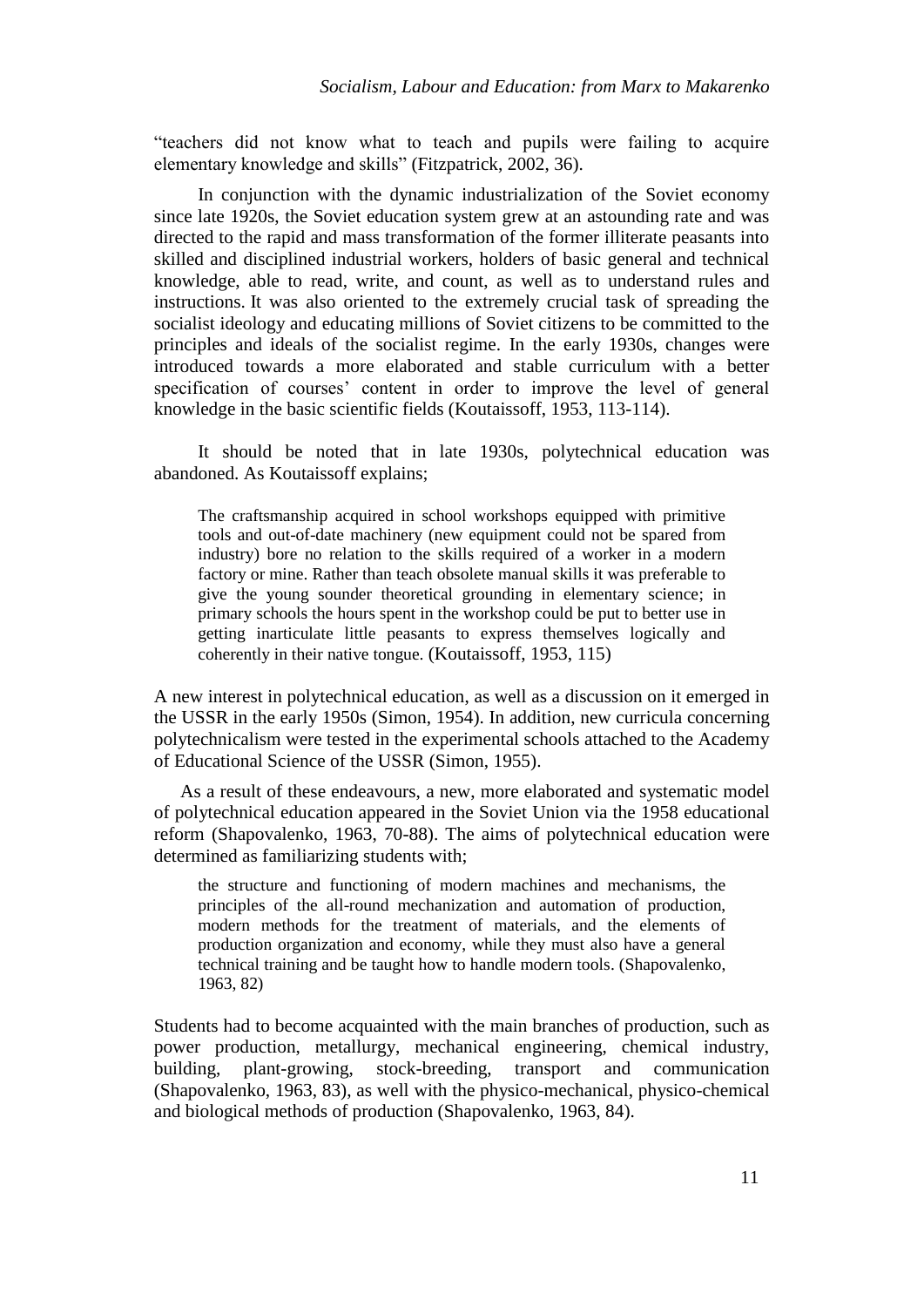"teachers did not know what to teach and pupils were failing to acquire elementary knowledge and skills" (Fitzpatrick, 2002, 36).

In conjunction with the dynamic industrialization of the Soviet economy since late 1920s, the Soviet education system grew at an astounding rate and was directed to the rapid and mass transformation of the former illiterate peasants into skilled and disciplined industrial workers, holders of basic general and technical knowledge, able to read, write, and count, as well as to understand rules and instructions. It was also oriented to the extremely crucial task of spreading the socialist ideology and educating millions of Soviet citizens to be committed to the principles and ideals of the socialist regime. In the early 1930s, changes were introduced towards a more elaborated and stable curriculum with a better specification of courses' content in order to improve the level of general knowledge in the basic scientific fields (Koutaissoff, 1953, 113-114).

It should be noted that in late 1930s, polytechnical education was abandoned. As Koutaissoff explains;

> The craftsmanship acquired in school workshops equipped with primitive tools and out-of-date machinery (new equipment could not be spared from industry) bore no relation to the skills required of a worker in a modern factory or mine. Rather than teach obsolete manual skills it was preferable to give the young sounder theoretical grounding in elementary science; in primary schools the hours spent in the workshop could be put to better use in getting inarticulate little peasants to express themselves logically and coherently in their native tongue. (Koutaissoff, 1953, 115)

A new interest in polytechnical education, as well as a discussion on it emerged in the USSR in the early 1950s (Simon, 1954). In addition, new curricula concerning polytechnicalism were tested in the experimental schools attached to the Academy of Educational Science of the USSR (Simon, 1955).

As a result of these endeavours, a new, more elaborated and systematic model of polytechnical education appeared in the Soviet Union via the 1958 educational reform (Shapovalenko, 1963, 70-88). The aims of polytechnical education were determined as familiarizing students with;

> the structure and functioning of modern machines and mechanisms, the principles of the all-round mechanization and automation of production, modern methods for the treatment of materials, and the elements of production organization and economy, while they must also have a general technical training and be taught how to handle modern tools. (Shapovalenko, 1963, 82)

Students had to become acquainted with the main branches of production, such as power production, metallurgy, mechanical engineering, chemical industry, building, plant-growing, stock-breeding, transport and communication (Shapovalenko, 1963, 83), as well with the physico-mechanical, physico-chemical and biological methods of production (Shapovalenko, 1963, 84).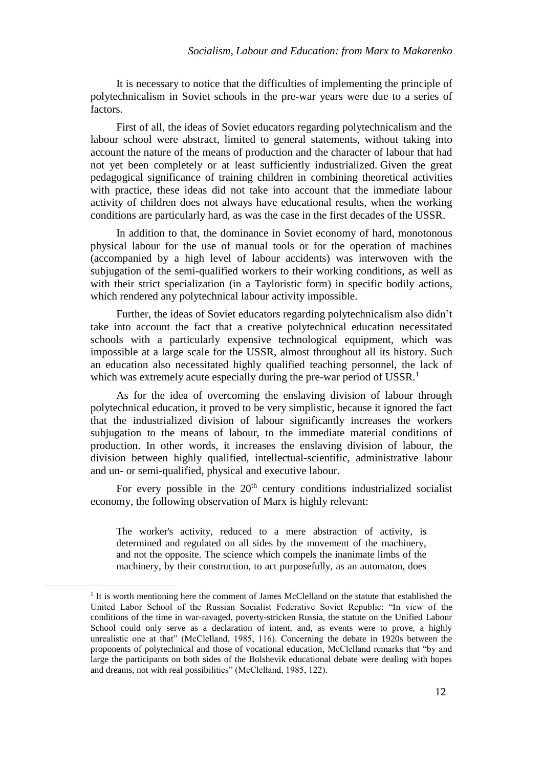It is necessary to notice that the difficulties of implementing the principle of polytechnicalism in Soviet schools in the pre-war years were due to a series of factors.

First of all, the ideas of Soviet educators regarding polytechnicalism and the labour school were abstract, limited to general statements, without taking into account the nature of the means of production and the character of labour that had not yet been completely or at least sufficiently industrialized. Given the great pedagogical significance of training children in combining theoretical activities with practice, these ideas did not take into account that the immediate labour activity of children does not always have educational results, when the working conditions are particularly hard, as was the case in the first decades of the USSR.

In addition to that, the dominance in Soviet economy of hard, monotonous physical labour for the use of manual tools or for the operation of machines (accompanied by a high level of labour accidents) was interwoven with the subjugation of the semi-qualified workers to their working conditions, as well as with their strict specialization (in a Tayloristic form) in specific bodily actions, which rendered any polytechnical labour activity impossible.

Further, the ideas of Soviet educators regarding polytechnicalism also didn't take into account the fact that a creative polytechnical education necessitated schools with a particularly expensive technological equipment, which was impossible at a large scale for the USSR, almost throughout all its history. Such an education also necessitated highly qualified teaching personnel, the lack of which was extremely acute especially during the pre-war period of USSR.[1]

As for the idea of overcoming the enslaving division of labour through polytechnical education, it proved to be very simplistic, because it ignored the fact that the industrialized division of labour significantly increases the workers subjugation to the means of labour, to the immediate material conditions of production. In other words, it increases the enslaving division of labour, the division between highly qualified, intellectual-scientific, administrative labour and un- or semi-qualified, physical and executive labour.

For every possible in the 20th century conditions industrialized socialist economy, the following observation of Marx is highly relevant:

> The worker's activity, reduced to a mere abstraction of activity, is determined and regulated on all sides by the movement of the machinery, and not the opposite. The science which compels the inanimate limbs of the machinery, by their construction, to act purposefully, as an automaton, does

[1] It is worth mentioning here the comment of James McClelland on the statute that established the United Labor School of the Russian Socialist Federative Soviet Republic: "In view of the conditions of the time in war-ravaged, poverty-stricken Russia, the statute on the Unified Labour School could only serve as a declaration of intent, and, as events were to prove, a highly unrealistic one at that" (McClelland, 1985, 116). Concerning the debate in 1920s between the proponents of polytechnical and those of vocational education, McClelland remarks that "by and large the participants on both sides of the Bolshevik educational debate were dealing with hopes and dreams, not with real possibilities" (McClelland, 1985, 122).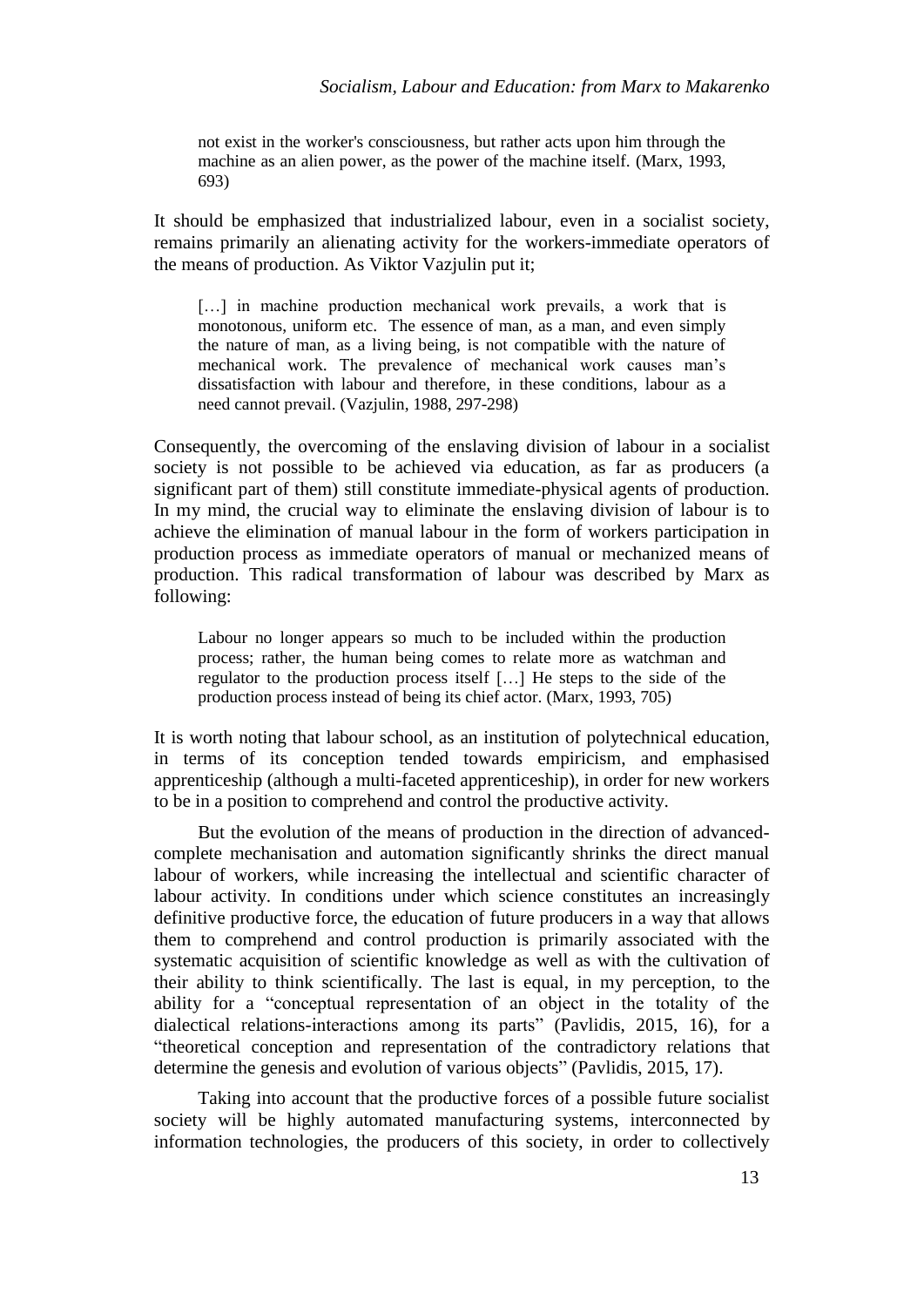> not exist in the worker's consciousness, but rather acts upon him through the machine as an alien power, as the power of the machine itself. (Marx, 1993, 693)

It should be emphasized that industrialized labour, even in a socialist society, remains primarily an alienating activity for the workers-immediate operators of the means of production. As Viktor Vazjulin put it;

> […] in machine production mechanical work prevails, a work that is monotonous, uniform etc. The essence of man, as a man, and even simply the nature of man, as a living being, is not compatible with the nature of mechanical work. The prevalence of mechanical work causes man's dissatisfaction with labour and therefore, in these conditions, labour as a need cannot prevail. (Vazjulin, 1988, 297-298)

Consequently, the overcoming of the enslaving division of labour in a socialist society is not possible to be achieved via education, as far as producers (a significant part of them) still constitute immediate-physical agents of production. In my mind, the crucial way to eliminate the enslaving division of labour is to achieve the elimination of manual labour in the form of workers participation in production process as immediate operators of manual or mechanized means of production. This radical transformation of labour was described by Marx as following:

> Labour no longer appears so much to be included within the production process; rather, the human being comes to relate more as watchman and regulator to the production process itself […] He steps to the side of the production process instead of being its chief actor. (Marx, 1993, 705)

It is worth noting that labour school, as an institution of polytechnical education, in terms of its conception tended towards empiricism, and emphasised apprenticeship (although a multi-faceted apprenticeship), in order for new workers to be in a position to comprehend and control the productive activity.

But the evolution of the means of production in the direction of advanced-complete mechanisation and automation significantly shrinks the direct manual labour of workers, while increasing the intellectual and scientific character of labour activity. In conditions under which science constitutes an increasingly definitive productive force, the education of future producers in a way that allows them to comprehend and control production is primarily associated with the systematic acquisition of scientific knowledge as well as with the cultivation of their ability to think scientifically. The last is equal, in my perception, to the ability for a "conceptual representation of an object in the totality of the dialectical relations-interactions among its parts" (Pavlidis, 2015, 16), for a "theoretical conception and representation of the contradictory relations that determine the genesis and evolution of various objects" (Pavlidis, 2015, 17).

Taking into account that the productive forces of a possible future socialist society will be highly automated manufacturing systems, interconnected by information technologies, the producers of this society, in order to collectively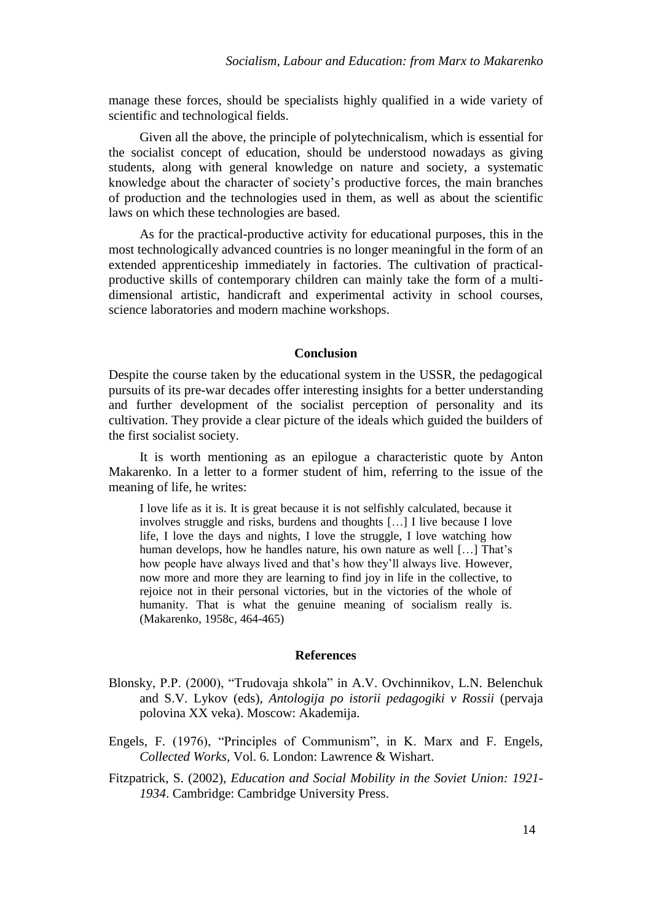manage these forces, should be specialists highly qualified in a wide variety of scientific and technological fields.

Given all the above, the principle of polytechnicalism, which is essential for the socialist concept of education, should be understood nowadays as giving students, along with general knowledge on nature and society, a systematic knowledge about the character of society's productive forces, the main branches of production and the technologies used in them, as well as about the scientific laws on which these technologies are based.

As for the practical-productive activity for educational purposes, this in the most technologically advanced countries is no longer meaningful in the form of an extended apprenticeship immediately in factories. The cultivation of practical-productive skills of contemporary children can mainly take the form of a multi-dimensional artistic, handicraft and experimental activity in school courses, science laboratories and modern machine workshops.

## Conclusion

Despite the course taken by the educational system in the USSR, the pedagogical pursuits of its pre-war decades offer interesting insights for a better understanding and further development of the socialist perception of personality and its cultivation. They provide a clear picture of the ideals which guided the builders of the first socialist society.

It is worth mentioning as an epilogue a characteristic quote by Anton Makarenko. In a letter to a former student of him, referring to the issue of the meaning of life, he writes:

> I love life as it is. It is great because it is not selfishly calculated, because it involves struggle and risks, burdens and thoughts […] I live because I love life, I love the days and nights, I love the struggle, I love watching how human develops, how he handles nature, his own nature as well […] That's how people have always lived and that's how they'll always live. However, now more and more they are learning to find joy in life in the collective, to rejoice not in their personal victories, but in the victories of the whole of humanity. That is what the genuine meaning of socialism really is. (Makarenko, 1958c, 464-465)

## References

Blonsky, P.P. (2000), "Trudovaja shkola" in A.V. Ovchinnikov, L.N. Belenchuk and S.V. Lykov (eds), *Antologija po istorii pedagogiki v Rossii* (pervaja polovina XX veka). Moscow: Akademija.

Engels, F. (1976), "Principles of Communism", in K. Marx and F. Engels, *Collected Works*, Vol. 6. London: Lawrence & Wishart.

Fitzpatrick, S. (2002), *Education and Social Mobility in the Soviet Union: 1921-1934*. Cambridge: Cambridge University Press.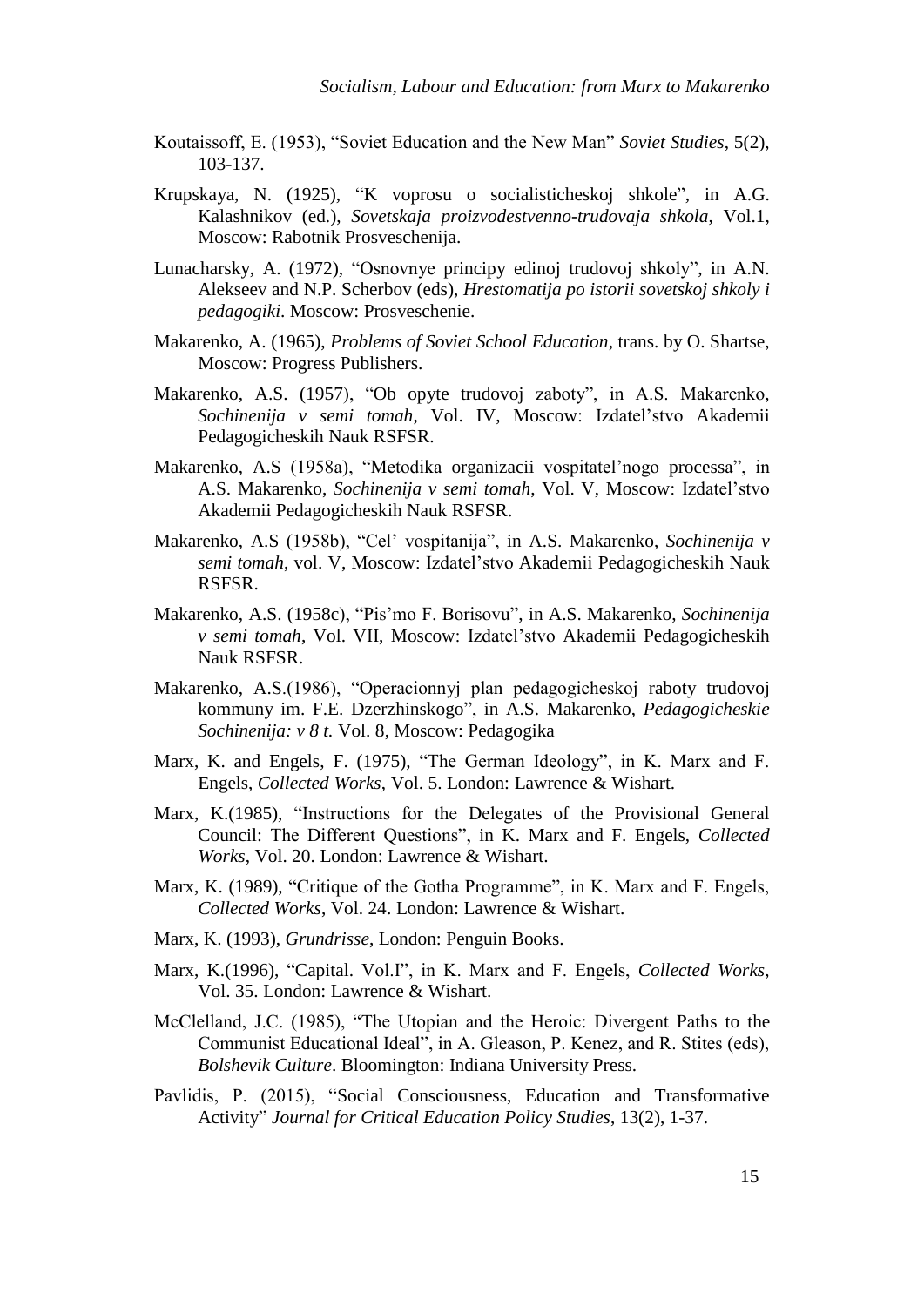Koutaissoff, E. (1953), "Soviet Education and the New Man" *Soviet Studies*, 5(2), 103-137.

Krupskaya, N. (1925), "K voprosu o socialisticheskoj shkole", in A.G. Kalashnikov (ed.), *Sovetskaja proizvodestvenno-trudovaja shkola*, Vol.1, Moscow: Rabotnik Prosveschenija.

Lunacharsky, A. (1972), "Osnovnye principy edinoj trudovoj shkoly", in A.N. Alekseev and N.P. Scherbov (eds), *Hrestomatija po istorii sovetskoj shkoly i pedagogiki*. Moscow: Prosveschenie.

Makarenko, A. (1965), *Problems of Soviet School Education*, trans. by O. Shartse, Moscow: Progress Publishers.

Makarenko, A.S. (1957), "Ob opyte trudovoj zaboty", in A.S. Makarenko, *Sochinenija v semi tomah*, Vol. IV, Moscow: Izdatel'stvo Akademii Pedagogicheskih Nauk RSFSR.

Makarenko, A.S (1958a), "Metodika organizacii vospitatel'nogo processa", in A.S. Makarenko, *Sochinenija v semi tomah*, Vol. V, Moscow: Izdatel'stvo Akademii Pedagogicheskih Nauk RSFSR.

Makarenko, A.S (1958b), "Cel' vospitanija", in A.S. Makarenko, *Sochinenija v semi tomah*, vol. V, Moscow: Izdatel'stvo Akademii Pedagogicheskih Nauk RSFSR.

Makarenko, A.S. (1958c), "Pis'mo F. Borisovu", in A.S. Makarenko, *Sochinenija v semi tomah*, Vol. VII, Moscow: Izdatel'stvo Akademii Pedagogicheskih Nauk RSFSR.

Makarenko, A.S.(1986), "Operacionnyj plan pedagogicheskoj raboty trudovoj kommuny im. F.E. Dzerzhinskogo", in A.S. Makarenko, *Pedagogicheskie Sochinenija: v 8 t.* Vol. 8, Moscow: Pedagogika

Marx, K. and Engels, F. (1975), "The German Ideology", in K. Marx and F. Engels, *Collected Works*, Vol. 5. London: Lawrence & Wishart.

Marx, K.(1985), "Instructions for the Delegates of the Provisional General Council: The Different Questions", in K. Marx and F. Engels, *Collected Works*, Vol. 20. London: Lawrence & Wishart.

Marx, K. (1989), "Critique of the Gotha Programme", in K. Marx and F. Engels, *Collected Works*, Vol. 24. London: Lawrence & Wishart.

Marx, K. (1993), *Grundrisse*, London: Penguin Books.

Marx, K.(1996), "Capital. Vol.I", in K. Marx and F. Engels, *Collected Works*, Vol. 35. London: Lawrence & Wishart.

McClelland, J.C. (1985), "The Utopian and the Heroic: Divergent Paths to the Communist Educational Ideal", in A. Gleason, P. Kenez, and R. Stites (eds), *Bolshevik Culture*. Bloomington: Indiana University Press.

Pavlidis, P. (2015), "Social Consciousness, Education and Transformative Activity" *Journal for Critical Education Policy Studies*, 13(2), 1-37.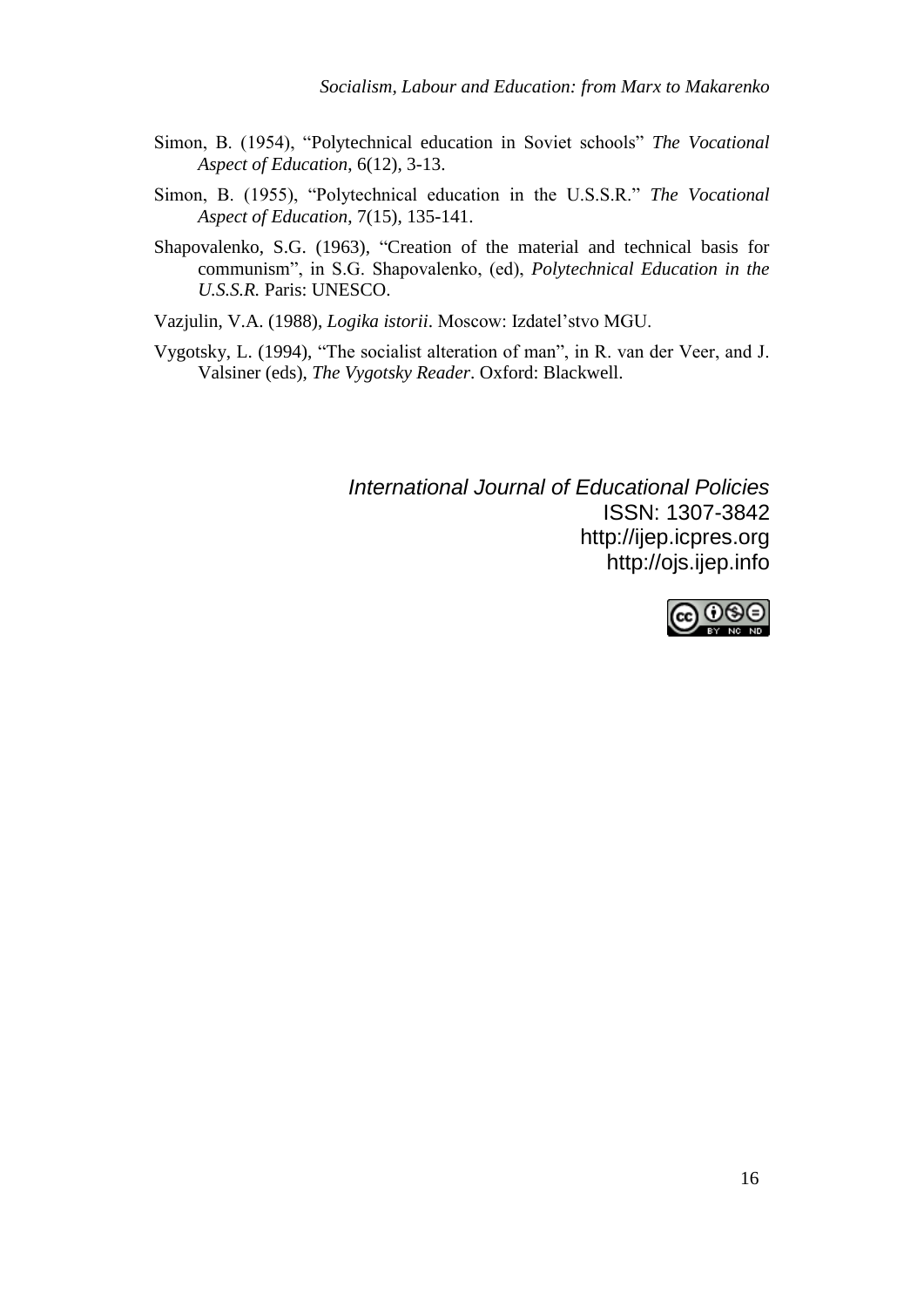Simon, B. (1954), "Polytechnical education in Soviet schools" *The Vocational Aspect of Education*, 6(12), 3-13.

Simon, B. (1955), "Polytechnical education in the U.S.S.R." *The Vocational Aspect of Education*, 7(15), 135-141.

Shapovalenko, S.G. (1963), "Creation of the material and technical basis for communism", in S.G. Shapovalenko, (ed), *Polytechnical Education in the U.S.S.R.* Paris: UNESCO.

Vazjulin, V.A. (1988), *Logika istorii*. Moscow: Izdatel'stvo MGU.

Vygotsky, L. (1994), "The socialist alteration of man", in R. van der Veer, and J. Valsiner (eds), *The Vygotsky Reader*. Oxford: Blackwell.

*International Journal of Educational Policies*
ISSN: 1307-3842
http://ijep.icpres.org
http://ojs.ijep.info